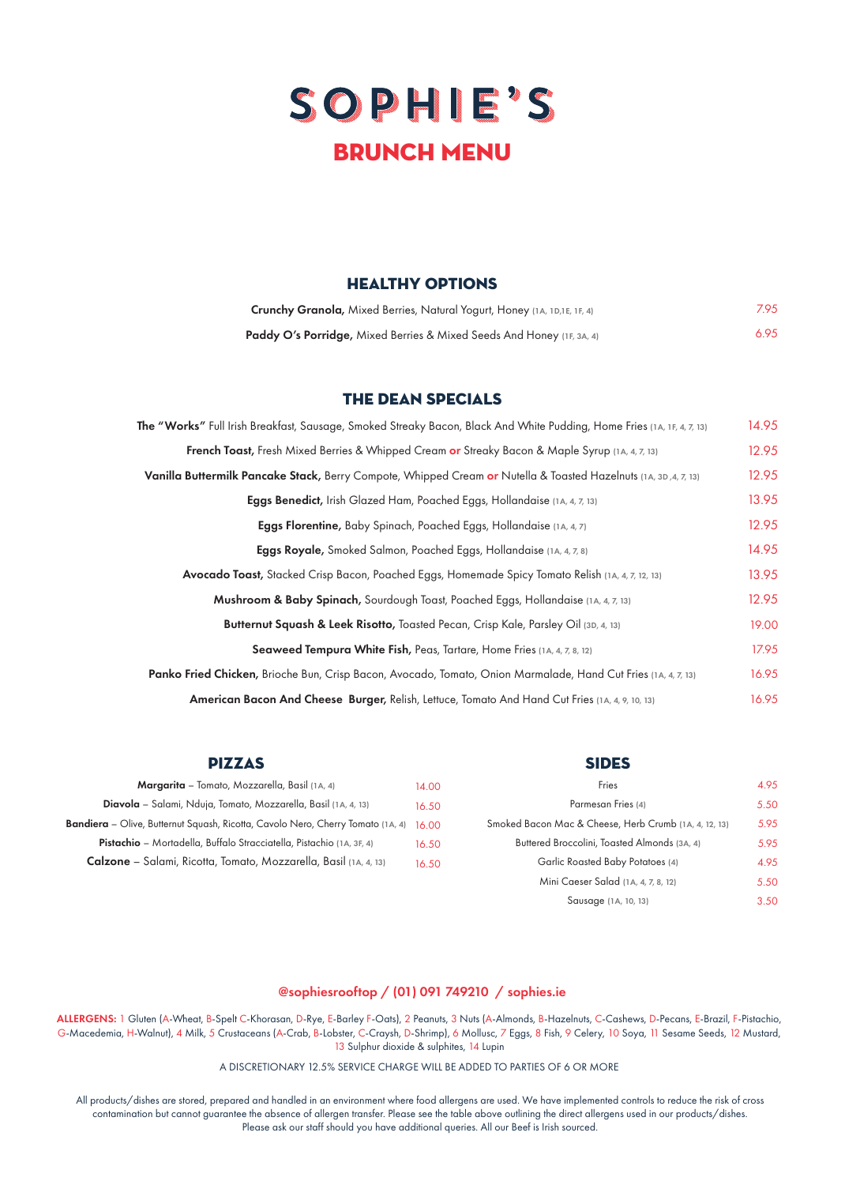# SOPHIE'S

## BRUNCH MENU

### HEALTHY OPTIONS

**Crunchy Granola,** Mixed Berries, Natural Yogurt, Honey (1A, 1D,1E, 1F, 4) — 7.95

**Paddy O's Porridge,** Mixed Berries & Mixed Seeds And Honey (1F, 3A, 4) — 6.95

### THE DEAN SPECIALS

**The "Works"** Full Irish Breakfast, Sausage, Smoked Streaky Bacon, Black And White Pudding, Home Fries (1A, 1F, 4, 7, 13) — 14.95

**French Toast,** Fresh Mixed Berries & Whipped Cream **or** Streaky Bacon & Maple Syrup (1A, 4, 7, 13) — 12.95

**Vanilla Buttermilk Pancake Stack,** Berry Compote, Whipped Cream **or** Nutella & Toasted Hazelnuts (1A, 3D ,4, 7, 13) — 12.95

**Eggs Benedict,** Irish Glazed Ham, Poached Eggs, Hollandaise (1A, 4, 7, 13) — 13.95

**Eggs Florentine,** Baby Spinach, Poached Eggs, Hollandaise (1A, 4, 7) — 12.95

**Eggs Royale,** Smoked Salmon, Poached Eggs, Hollandaise (1A, 4, 7, 8) — 14.95

**Avocado Toast,** Stacked Crisp Bacon, Poached Eggs, Homemade Spicy Tomato Relish (1A, 4, 7, 12, 13) — 13.95

**Mushroom & Baby Spinach,** Sourdough Toast, Poached Eggs, Hollandaise (1A, 4, 7, 13) — 12.95

**Butternut Squash & Leek Risotto,** Toasted Pecan, Crisp Kale, Parsley Oil (3D, 4, 13) — 19.00

**Seaweed Tempura White Fish,** Peas, Tartare, Home Fries (1A, 4, 7, 8, 12) — 17.95

**Panko Fried Chicken,** Brioche Bun, Crisp Bacon, Avocado, Tomato, Onion Marmalade, Hand Cut Fries (1A, 4, 7, 13) — 16.95

**American Bacon And Cheese Burger,** Relish, Lettuce, Tomato And Hand Cut Fries (1A, 4, 9, 10, 13) — 16.95

### PIZZAS

**Margarita** – Tomato, Mozzarella, Basil (1A, 4) — 14.00

**Diavola** – Salami, Nduja, Tomato, Mozzarella, Basil (1A, 4, 13) — 16.50

**Bandiera** – Olive, Butternut Squash, Ricotta, Cavolo Nero, Cherry Tomato (1A, 4) — 16.00

**Pistachio** – Mortadella, Buffalo Stracciatella, Pistachio (1A, 3F, 4) — 16.50

**Calzone** – Salami, Ricotta, Tomato, Mozzarella, Basil (1A, 4, 13) — 16.50

### SIDES

Fries — 4.95

Parmesan Fries (4) — 5.50

Smoked Bacon Mac & Cheese, Herb Crumb (1A, 4, 12, 13) — 5.95

Buttered Broccolini, Toasted Almonds (3A, 4) — 5.95

Garlic Roasted Baby Potatoes (4) — 4.95

Mini Caeser Salad (1A, 4, 7, 8, 12) — 5.50

Sausage (1A, 10, 13) — 3.50

**@sophiesrooftop / (01) 091 749210 / sophies.ie**

**ALLERGENS:** 1 Gluten (A-Wheat, B-Spelt C-Khorasan, D-Rye, E-Barley F-Oats), 2 Peanuts, 3 Nuts (A-Almonds, B-Hazelnuts, C-Cashews, D-Pecans, E-Brazil, F-Pistachio, G-Macedemia, H-Walnut), 4 Milk, 5 Crustaceans (A-Crab, B-Lobster, C-Craysh, D-Shrimp), 6 Mollusc, 7 Eggs, 8 Fish, 9 Celery, 10 Soya, 11 Sesame Seeds, 12 Mustard, 13 Sulphur dioxide & sulphites, 14 Lupin

A DISCRETIONARY 12.5% SERVICE CHARGE WILL BE ADDED TO PARTIES OF 6 OR MORE

All products/dishes are stored, prepared and handled in an environment where food allergens are used. We have implemented controls to reduce the risk of cross contamination but cannot guarantee the absence of allergen transfer. Please see the table above outlining the direct allergens used in our products/dishes. Please ask our staff should you have additional queries. All our Beef is Irish sourced.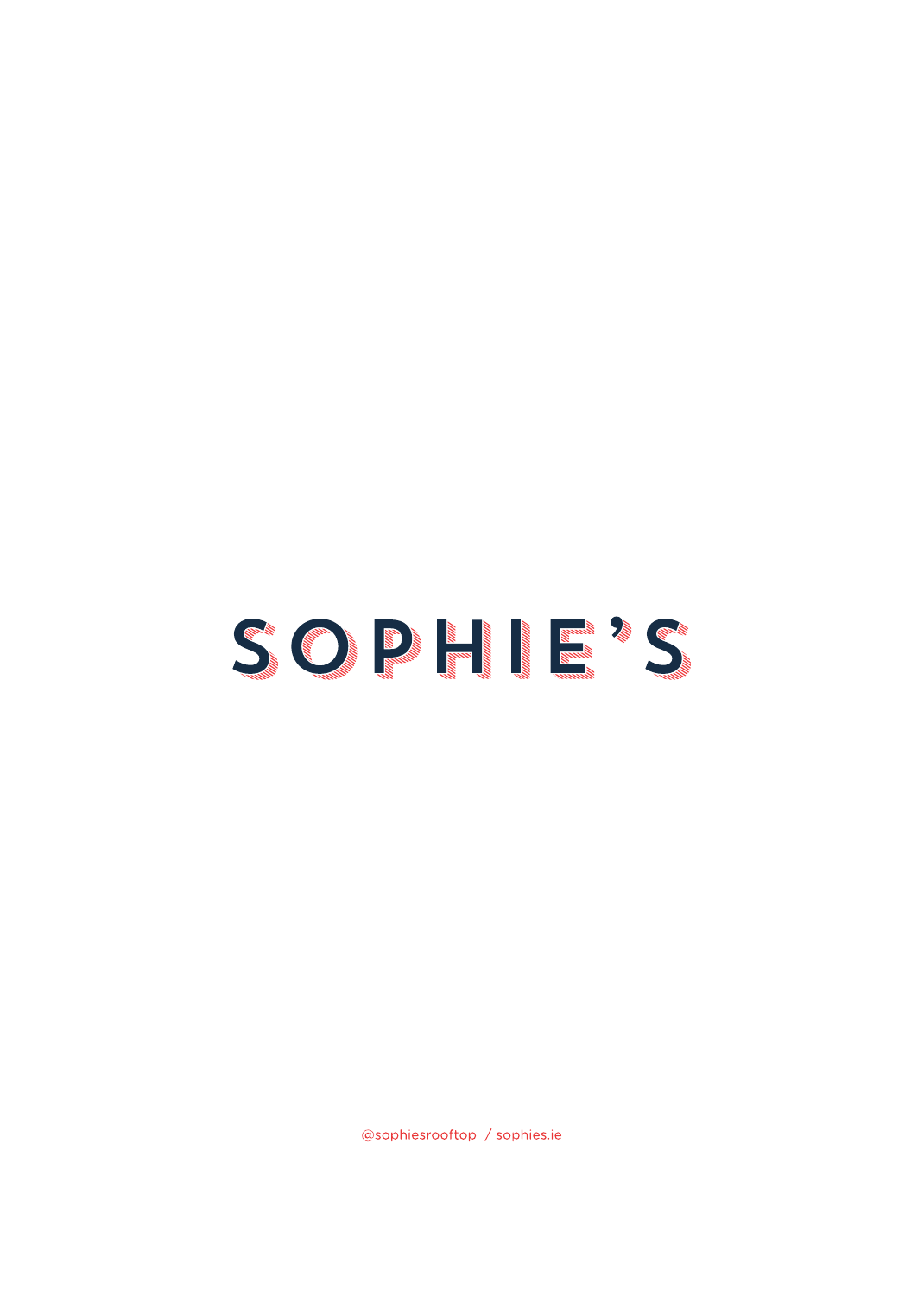# SOPHIE'S

@sophiesrooftop / sophies.ie